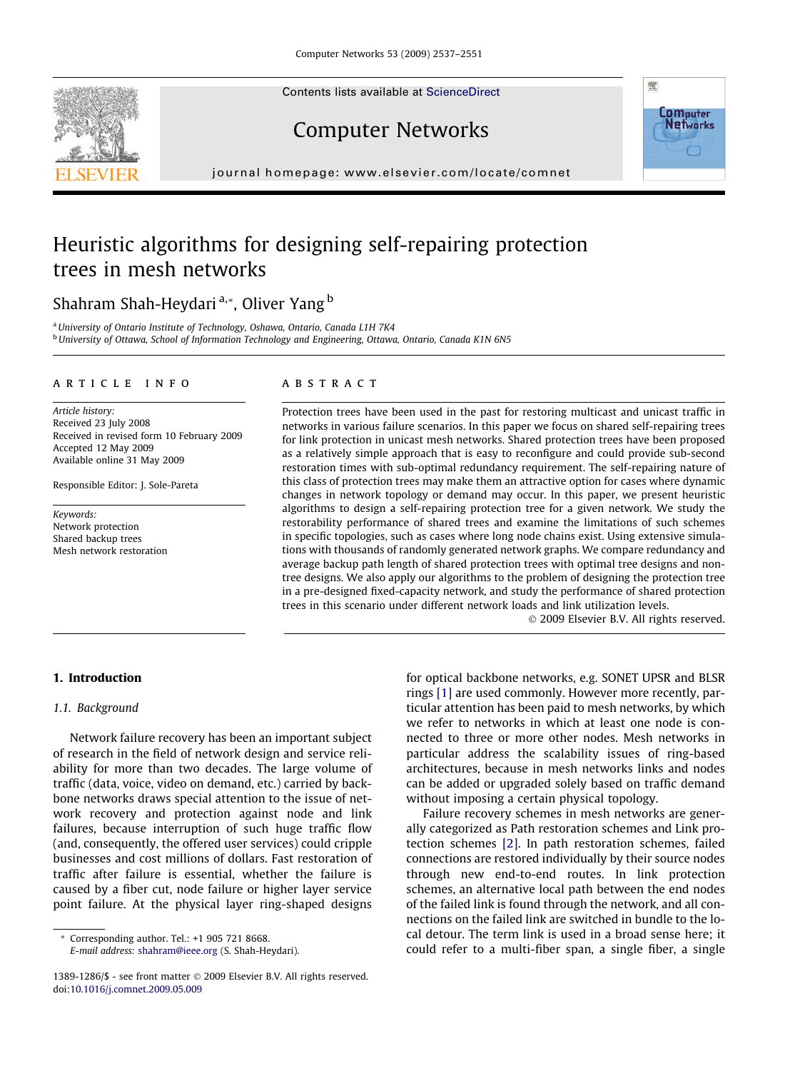# Heuristic algorithms for designing self-repairing protection trees in mesh networks

Shahram Shah-Heydari [a,*], Oliver Yang [b]

[a] University of Ontario Institute of Technology, Oshawa, Ontario, Canada L1H 7K4

[b] University of Ottawa, School of Information Technology and Engineering, Ottawa, Ontario, Canada K1N 6N5

## ARTICLE INFO

*Article history:*
Received 23 July 2008
Received in revised form 10 February 2009
Accepted 12 May 2009
Available online 31 May 2009

Responsible Editor: J. Sole-Pareta

*Keywords:*
Network protection
Shared backup trees
Mesh network restoration

## ABSTRACT

Protection trees have been used in the past for restoring multicast and unicast traffic in networks in various failure scenarios. In this paper we focus on shared self-repairing trees for link protection in unicast mesh networks. Shared protection trees have been proposed as a relatively simple approach that is easy to reconfigure and could provide sub-second restoration times with sub-optimal redundancy requirement. The self-repairing nature of this class of protection trees may make them an attractive option for cases where dynamic changes in network topology or demand may occur. In this paper, we present heuristic algorithms to design a self-repairing protection tree for a given network. We study the restorability performance of shared trees and examine the limitations of such schemes in specific topologies, such as cases where long node chains exist. Using extensive simulations with thousands of randomly generated network graphs. We compare redundancy and average backup path length of shared protection trees with optimal tree designs and non-tree designs. We also apply our algorithms to the problem of designing the protection tree in a pre-designed fixed-capacity network, and study the performance of shared protection trees in this scenario under different network loads and link utilization levels.

© 2009 Elsevier B.V. All rights reserved.

## 1. Introduction

### 1.1. Background

Network failure recovery has been an important subject of research in the field of network design and service reliability for more than two decades. The large volume of traffic (data, voice, video on demand, etc.) carried by backbone networks draws special attention to the issue of network recovery and protection against node and link failures, because interruption of such huge traffic flow (and, consequently, the offered user services) could cripple businesses and cost millions of dollars. Fast restoration of traffic after failure is essential, whether the failure is caused by a fiber cut, node failure or higher layer service point failure. At the physical layer ring-shaped designs for optical backbone networks, e.g. SONET UPSR and BLSR rings [1] are used commonly. However more recently, particular attention has been paid to mesh networks, by which we refer to networks in which at least one node is connected to three or more other nodes. Mesh networks in particular address the scalability issues of ring-based architectures, because in mesh networks links and nodes can be added or upgraded solely based on traffic demand without imposing a certain physical topology.

Failure recovery schemes in mesh networks are generally categorized as Path restoration schemes and Link protection schemes [2]. In path restoration schemes, failed connections are restored individually by their source nodes through new end-to-end routes. In link protection schemes, an alternative local path between the end nodes of the failed link is found through the network, and all connections on the failed link are switched in bundle to the local detour. The term link is used in a broad sense here; it could refer to a multi-fiber span, a single fiber, a single

* Corresponding author. Tel.: +1 905 721 8668.
*E-mail address:* shahram@ieee.org (S. Shah-Heydari).

1389-1286/$ - see front matter © 2009 Elsevier B.V. All rights reserved.
doi:10.1016/j.comnet.2009.05.009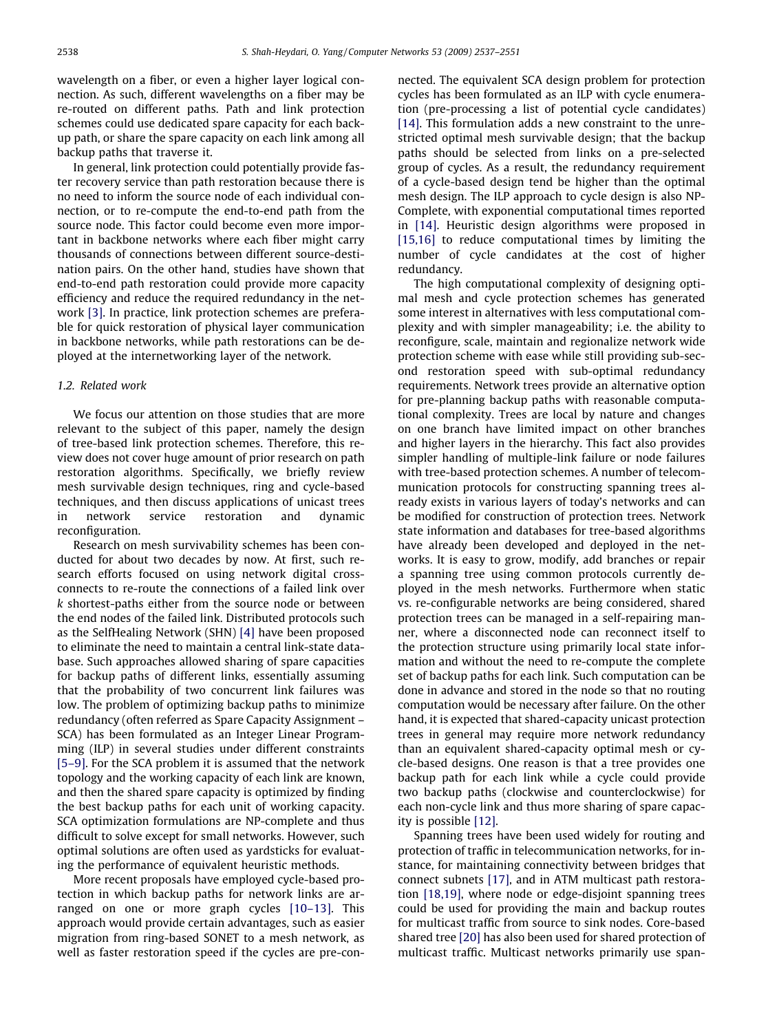wavelength on a fiber, or even a higher layer logical connection. As such, different wavelengths on a fiber may be re-routed on different paths. Path and link protection schemes could use dedicated spare capacity for each backup path, or share the spare capacity on each link among all backup paths that traverse it.

In general, link protection could potentially provide faster recovery service than path restoration because there is no need to inform the source node of each individual connection, or to re-compute the end-to-end path from the source node. This factor could become even more important in backbone networks where each fiber might carry thousands of connections between different source-destination pairs. On the other hand, studies have shown that end-to-end path restoration could provide more capacity efficiency and reduce the required redundancy in the network [3]. In practice, link protection schemes are preferable for quick restoration of physical layer communication in backbone networks, while path restorations can be deployed at the internetworking layer of the network.

### 1.2. Related work

We focus our attention on those studies that are more relevant to the subject of this paper, namely the design of tree-based link protection schemes. Therefore, this review does not cover huge amount of prior research on path restoration algorithms. Specifically, we briefly review mesh survivable design techniques, ring and cycle-based techniques, and then discuss applications of unicast trees in network service restoration and dynamic reconfiguration.

Research on mesh survivability schemes has been conducted for about two decades by now. At first, such research efforts focused on using network digital cross-connects to re-route the connections of a failed link over $k$ shortest-paths either from the source node or between the end nodes of the failed link. Distributed protocols such as the SelfHealing Network (SHN) [4] have been proposed to eliminate the need to maintain a central link-state database. Such approaches allowed sharing of spare capacities for backup paths of different links, essentially assuming that the probability of two concurrent link failures was low. The problem of optimizing backup paths to minimize redundancy (often referred as Spare Capacity Assignment – SCA) has been formulated as an Integer Linear Programming (ILP) in several studies under different constraints [5–9]. For the SCA problem it is assumed that the network topology and the working capacity of each link are known, and then the shared spare capacity is optimized by finding the best backup paths for each unit of working capacity. SCA optimization formulations are NP-complete and thus difficult to solve except for small networks. However, such optimal solutions are often used as yardsticks for evaluating the performance of equivalent heuristic methods.

More recent proposals have employed cycle-based protection in which backup paths for network links are arranged on one or more graph cycles [10–13]. This approach would provide certain advantages, such as easier migration from ring-based SONET to a mesh network, as well as faster restoration speed if the cycles are pre-connected. The equivalent SCA design problem for protection cycles has been formulated as an ILP with cycle enumeration (pre-processing a list of potential cycle candidates) [14]. This formulation adds a new constraint to the unrestricted optimal mesh survivable design; that the backup paths should be selected from links on a pre-selected group of cycles. As a result, the redundancy requirement of a cycle-based design tend be higher than the optimal mesh design. The ILP approach to cycle design is also NP-Complete, with exponential computational times reported in [14]. Heuristic design algorithms were proposed in [15,16] to reduce computational times by limiting the number of cycle candidates at the cost of higher redundancy.

The high computational complexity of designing optimal mesh and cycle protection schemes has generated some interest in alternatives with less computational complexity and with simpler manageability; i.e. the ability to reconfigure, scale, maintain and regionalize network wide protection scheme with ease while still providing sub-second restoration speed with sub-optimal redundancy requirements. Network trees provide an alternative option for pre-planning backup paths with reasonable computational complexity. Trees are local by nature and changes on one branch have limited impact on other branches and higher layers in the hierarchy. This fact also provides simpler handling of multiple-link failure or node failures with tree-based protection schemes. A number of telecommunication protocols for constructing spanning trees already exists in various layers of today's networks and can be modified for construction of protection trees. Network state information and databases for tree-based algorithms have already been developed and deployed in the networks. It is easy to grow, modify, add branches or repair a spanning tree using common protocols currently deployed in the mesh networks. Furthermore when static vs. re-configurable networks are being considered, shared protection trees can be managed in a self-repairing manner, where a disconnected node can reconnect itself to the protection structure using primarily local state information and without the need to re-compute the complete set of backup paths for each link. Such computation can be done in advance and stored in the node so that no routing computation would be necessary after failure. On the other hand, it is expected that shared-capacity unicast protection trees in general may require more network redundancy than an equivalent shared-capacity optimal mesh or cycle-based designs. One reason is that a tree provides one backup path for each link while a cycle could provide two backup paths (clockwise and counterclockwise) for each non-cycle link and thus more sharing of spare capacity is possible [12].

Spanning trees have been used widely for routing and protection of traffic in telecommunication networks, for instance, for maintaining connectivity between bridges that connect subnets [17], and in ATM multicast path restoration [18,19], where node or edge-disjoint spanning trees could be used for providing the main and backup routes for multicast traffic from source to sink nodes. Core-based shared tree [20] has also been used for shared protection of multicast traffic. Multicast networks primarily use span-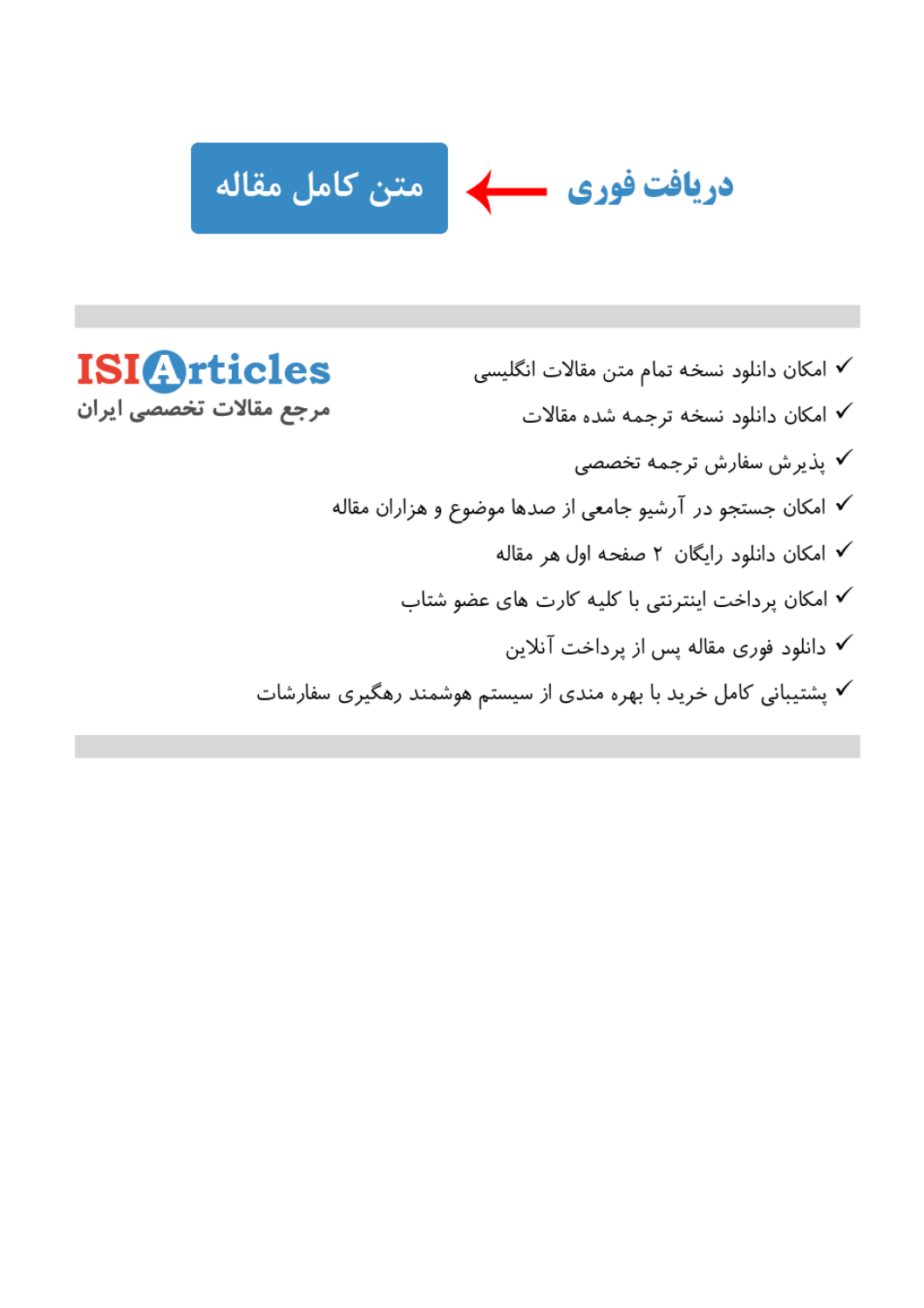دریافت فوری ← **متن کامل مقاله**

**ISIArticles**
مرجع مقالات تخصصی ایران

- ✓ امکان دانلود نسخه تمام متن مقالات انگلیسی
- ✓ امکان دانلود نسخه ترجمه شده مقالات
- ✓ پذیرش سفارش ترجمه تخصصی
- ✓ امکان جستجو در آرشیو جامعی از صدها موضوع و هزاران مقاله
- ✓ امکان دانلود رایگان ۲ صفحه اول هر مقاله
- ✓ امکان پرداخت اینترنتی با کلیه کارت های عضو شتاب
- ✓ دانلود فوری مقاله پس از پرداخت آنلاین
- ✓ پشتیبانی کامل خرید با بهره مندی از سیستم هوشمند رهگیری سفارشات